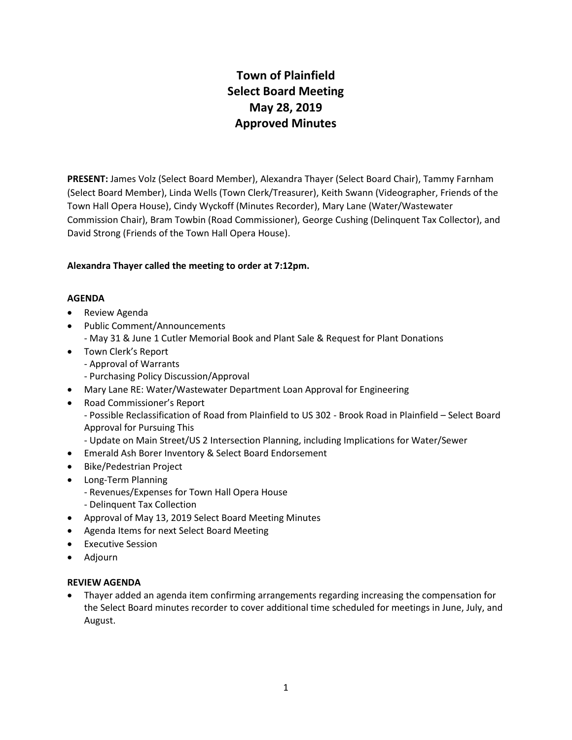# Town of Plainfield
# Select Board Meeting
# May 28, 2019
# Approved Minutes

**PRESENT:** James Volz (Select Board Member), Alexandra Thayer (Select Board Chair), Tammy Farnham (Select Board Member), Linda Wells (Town Clerk/Treasurer), Keith Swann (Videographer, Friends of the Town Hall Opera House), Cindy Wyckoff (Minutes Recorder), Mary Lane (Water/Wastewater Commission Chair), Bram Towbin (Road Commissioner), George Cushing (Delinquent Tax Collector), and David Strong (Friends of the Town Hall Opera House).

**Alexandra Thayer called the meeting to order at 7:12pm.**

**AGENDA**

- Review Agenda
- Public Comment/Announcements
  - May 31 & June 1 Cutler Memorial Book and Plant Sale & Request for Plant Donations
- Town Clerk's Report
  - Approval of Warrants
  - Purchasing Policy Discussion/Approval
- Mary Lane RE: Water/Wastewater Department Loan Approval for Engineering
- Road Commissioner's Report
  - Possible Reclassification of Road from Plainfield to US 302 - Brook Road in Plainfield – Select Board Approval for Pursuing This
  - Update on Main Street/US 2 Intersection Planning, including Implications for Water/Sewer
- Emerald Ash Borer Inventory & Select Board Endorsement
- Bike/Pedestrian Project
- Long-Term Planning
  - Revenues/Expenses for Town Hall Opera House
  - Delinquent Tax Collection
- Approval of May 13, 2019 Select Board Meeting Minutes
- Agenda Items for next Select Board Meeting
- Executive Session
- Adjourn

**REVIEW AGENDA**

- Thayer added an agenda item confirming arrangements regarding increasing the compensation for the Select Board minutes recorder to cover additional time scheduled for meetings in June, July, and August.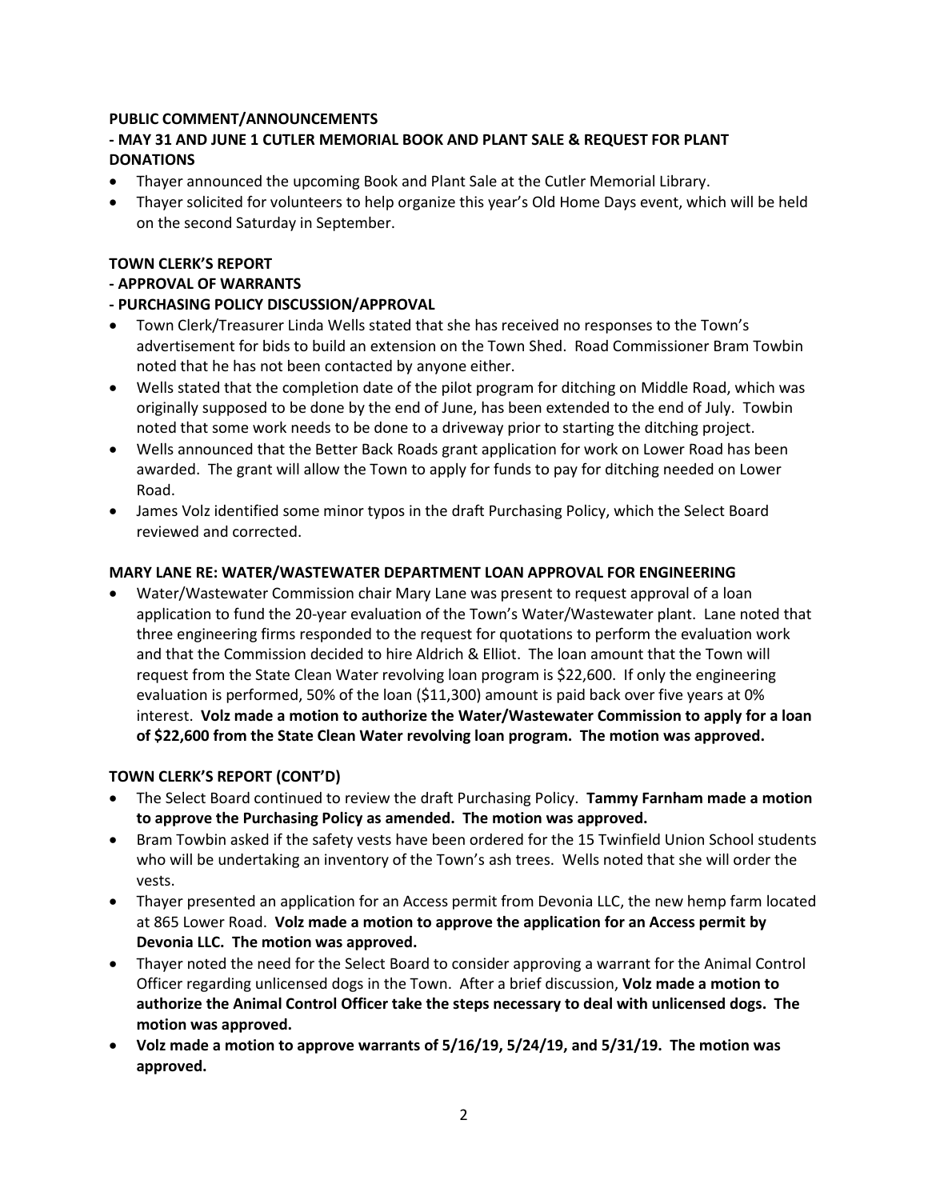**PUBLIC COMMENT/ANNOUNCEMENTS**

**- MAY 31 AND JUNE 1 CUTLER MEMORIAL BOOK AND PLANT SALE & REQUEST FOR PLANT DONATIONS**

- Thayer announced the upcoming Book and Plant Sale at the Cutler Memorial Library.
- Thayer solicited for volunteers to help organize this year's Old Home Days event, which will be held on the second Saturday in September.

**TOWN CLERK'S REPORT**

**- APPROVAL OF WARRANTS**

**- PURCHASING POLICY DISCUSSION/APPROVAL**

- Town Clerk/Treasurer Linda Wells stated that she has received no responses to the Town's advertisement for bids to build an extension on the Town Shed. Road Commissioner Bram Towbin noted that he has not been contacted by anyone either.
- Wells stated that the completion date of the pilot program for ditching on Middle Road, which was originally supposed to be done by the end of June, has been extended to the end of July. Towbin noted that some work needs to be done to a driveway prior to starting the ditching project.
- Wells announced that the Better Back Roads grant application for work on Lower Road has been awarded. The grant will allow the Town to apply for funds to pay for ditching needed on Lower Road.
- James Volz identified some minor typos in the draft Purchasing Policy, which the Select Board reviewed and corrected.

**MARY LANE RE: WATER/WASTEWATER DEPARTMENT LOAN APPROVAL FOR ENGINEERING**

- Water/Wastewater Commission chair Mary Lane was present to request approval of a loan application to fund the 20-year evaluation of the Town's Water/Wastewater plant. Lane noted that three engineering firms responded to the request for quotations to perform the evaluation work and that the Commission decided to hire Aldrich & Elliot. The loan amount that the Town will request from the State Clean Water revolving loan program is $22,600. If only the engineering evaluation is performed, 50% of the loan ($11,300) amount is paid back over five years at 0% interest. **Volz made a motion to authorize the Water/Wastewater Commission to apply for a loan of $22,600 from the State Clean Water revolving loan program. The motion was approved.**

**TOWN CLERK'S REPORT (CONT'D)**

- The Select Board continued to review the draft Purchasing Policy. **Tammy Farnham made a motion to approve the Purchasing Policy as amended. The motion was approved.**
- Bram Towbin asked if the safety vests have been ordered for the 15 Twinfield Union School students who will be undertaking an inventory of the Town's ash trees. Wells noted that she will order the vests.
- Thayer presented an application for an Access permit from Devonia LLC, the new hemp farm located at 865 Lower Road. **Volz made a motion to approve the application for an Access permit by Devonia LLC. The motion was approved.**
- Thayer noted the need for the Select Board to consider approving a warrant for the Animal Control Officer regarding unlicensed dogs in the Town. After a brief discussion, **Volz made a motion to authorize the Animal Control Officer take the steps necessary to deal with unlicensed dogs. The motion was approved.**
- **Volz made a motion to approve warrants of 5/16/19, 5/24/19, and 5/31/19. The motion was approved.**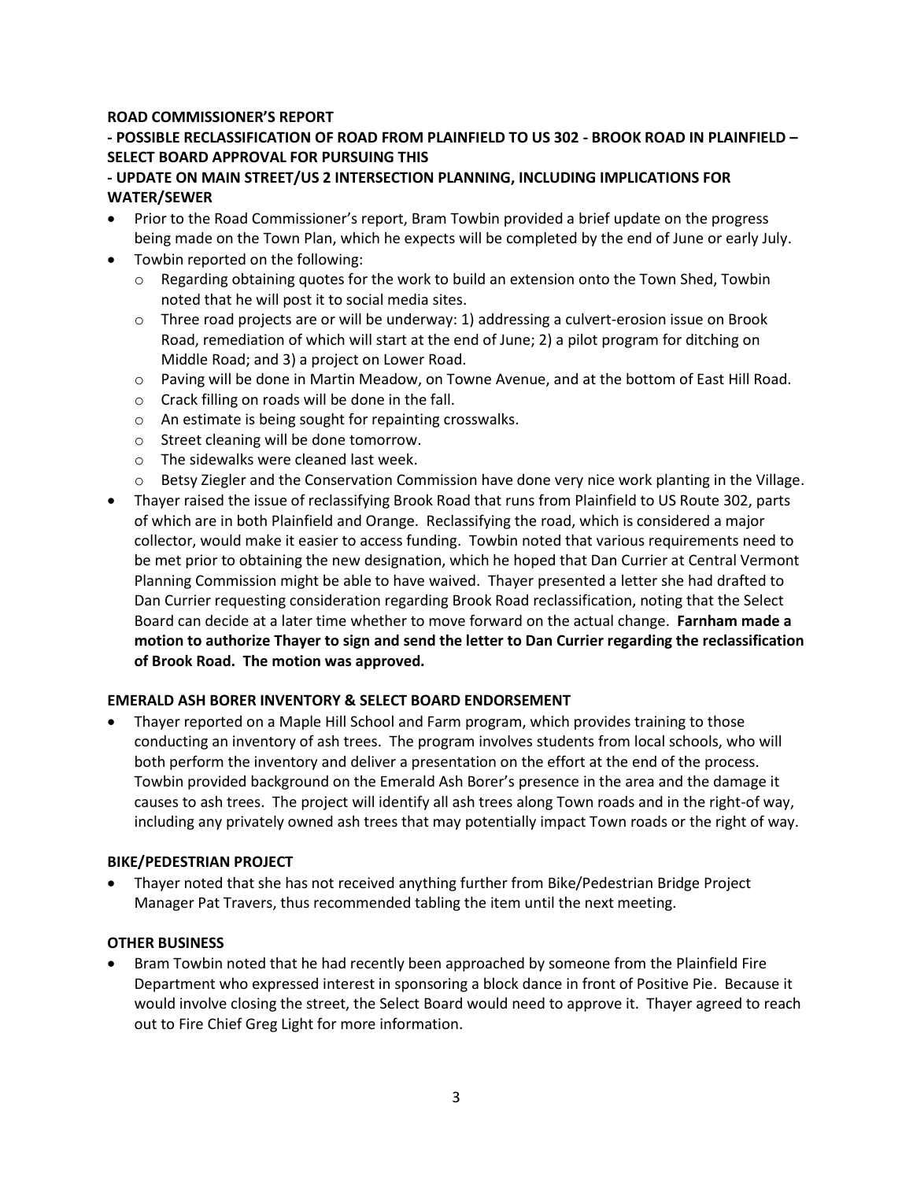**ROAD COMMISSIONER'S REPORT**

**- POSSIBLE RECLASSIFICATION OF ROAD FROM PLAINFIELD TO US 302 - BROOK ROAD IN PLAINFIELD – SELECT BOARD APPROVAL FOR PURSUING THIS**

**- UPDATE ON MAIN STREET/US 2 INTERSECTION PLANNING, INCLUDING IMPLICATIONS FOR WATER/SEWER**

- Prior to the Road Commissioner's report, Bram Towbin provided a brief update on the progress being made on the Town Plan, which he expects will be completed by the end of June or early July.
- Towbin reported on the following:
  - Regarding obtaining quotes for the work to build an extension onto the Town Shed, Towbin noted that he will post it to social media sites.
  - Three road projects are or will be underway: 1) addressing a culvert-erosion issue on Brook Road, remediation of which will start at the end of June; 2) a pilot program for ditching on Middle Road; and 3) a project on Lower Road.
  - Paving will be done in Martin Meadow, on Towne Avenue, and at the bottom of East Hill Road.
  - Crack filling on roads will be done in the fall.
  - An estimate is being sought for repainting crosswalks.
  - Street cleaning will be done tomorrow.
  - The sidewalks were cleaned last week.
  - Betsy Ziegler and the Conservation Commission have done very nice work planting in the Village.
- Thayer raised the issue of reclassifying Brook Road that runs from Plainfield to US Route 302, parts of which are in both Plainfield and Orange. Reclassifying the road, which is considered a major collector, would make it easier to access funding. Towbin noted that various requirements need to be met prior to obtaining the new designation, which he hoped that Dan Currier at Central Vermont Planning Commission might be able to have waived. Thayer presented a letter she had drafted to Dan Currier requesting consideration regarding Brook Road reclassification, noting that the Select Board can decide at a later time whether to move forward on the actual change. **Farnham made a motion to authorize Thayer to sign and send the letter to Dan Currier regarding the reclassification of Brook Road. The motion was approved.**

**EMERALD ASH BORER INVENTORY & SELECT BOARD ENDORSEMENT**

- Thayer reported on a Maple Hill School and Farm program, which provides training to those conducting an inventory of ash trees. The program involves students from local schools, who will both perform the inventory and deliver a presentation on the effort at the end of the process. Towbin provided background on the Emerald Ash Borer's presence in the area and the damage it causes to ash trees. The project will identify all ash trees along Town roads and in the right-of way, including any privately owned ash trees that may potentially impact Town roads or the right of way.

**BIKE/PEDESTRIAN PROJECT**

- Thayer noted that she has not received anything further from Bike/Pedestrian Bridge Project Manager Pat Travers, thus recommended tabling the item until the next meeting.

**OTHER BUSINESS**

- Bram Towbin noted that he had recently been approached by someone from the Plainfield Fire Department who expressed interest in sponsoring a block dance in front of Positive Pie. Because it would involve closing the street, the Select Board would need to approve it. Thayer agreed to reach out to Fire Chief Greg Light for more information.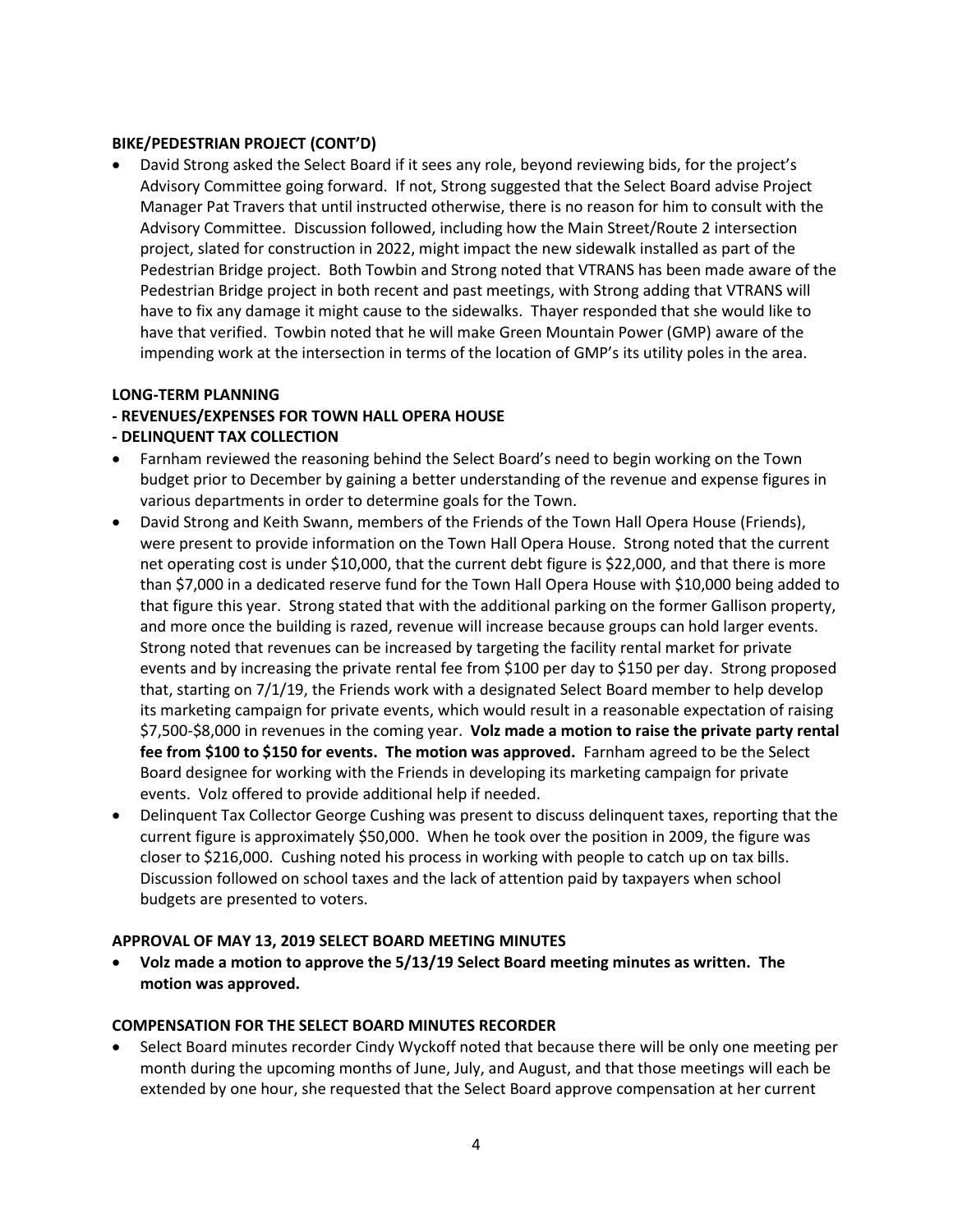**BIKE/PEDESTRIAN PROJECT (CONT'D)**

- David Strong asked the Select Board if it sees any role, beyond reviewing bids, for the project's Advisory Committee going forward. If not, Strong suggested that the Select Board advise Project Manager Pat Travers that until instructed otherwise, there is no reason for him to consult with the Advisory Committee. Discussion followed, including how the Main Street/Route 2 intersection project, slated for construction in 2022, might impact the new sidewalk installed as part of the Pedestrian Bridge project. Both Towbin and Strong noted that VTRANS has been made aware of the Pedestrian Bridge project in both recent and past meetings, with Strong adding that VTRANS will have to fix any damage it might cause to the sidewalks. Thayer responded that she would like to have that verified. Towbin noted that he will make Green Mountain Power (GMP) aware of the impending work at the intersection in terms of the location of GMP's its utility poles in the area.

**LONG-TERM PLANNING**

**- REVENUES/EXPENSES FOR TOWN HALL OPERA HOUSE**

**- DELINQUENT TAX COLLECTION**

- Farnham reviewed the reasoning behind the Select Board's need to begin working on the Town budget prior to December by gaining a better understanding of the revenue and expense figures in various departments in order to determine goals for the Town.
- David Strong and Keith Swann, members of the Friends of the Town Hall Opera House (Friends), were present to provide information on the Town Hall Opera House. Strong noted that the current net operating cost is under $10,000, that the current debt figure is $22,000, and that there is more than $7,000 in a dedicated reserve fund for the Town Hall Opera House with $10,000 being added to that figure this year. Strong stated that with the additional parking on the former Gallison property, and more once the building is razed, revenue will increase because groups can hold larger events. Strong noted that revenues can be increased by targeting the facility rental market for private events and by increasing the private rental fee from $100 per day to $150 per day. Strong proposed that, starting on 7/1/19, the Friends work with a designated Select Board member to help develop its marketing campaign for private events, which would result in a reasonable expectation of raising $7,500-$8,000 in revenues in the coming year. **Volz made a motion to raise the private party rental fee from $100 to $150 for events. The motion was approved.** Farnham agreed to be the Select Board designee for working with the Friends in developing its marketing campaign for private events. Volz offered to provide additional help if needed.
- Delinquent Tax Collector George Cushing was present to discuss delinquent taxes, reporting that the current figure is approximately $50,000. When he took over the position in 2009, the figure was closer to $216,000. Cushing noted his process in working with people to catch up on tax bills. Discussion followed on school taxes and the lack of attention paid by taxpayers when school budgets are presented to voters.

**APPROVAL OF MAY 13, 2019 SELECT BOARD MEETING MINUTES**

- **Volz made a motion to approve the 5/13/19 Select Board meeting minutes as written. The motion was approved.**

**COMPENSATION FOR THE SELECT BOARD MINUTES RECORDER**

- Select Board minutes recorder Cindy Wyckoff noted that because there will be only one meeting per month during the upcoming months of June, July, and August, and that those meetings will each be extended by one hour, she requested that the Select Board approve compensation at her current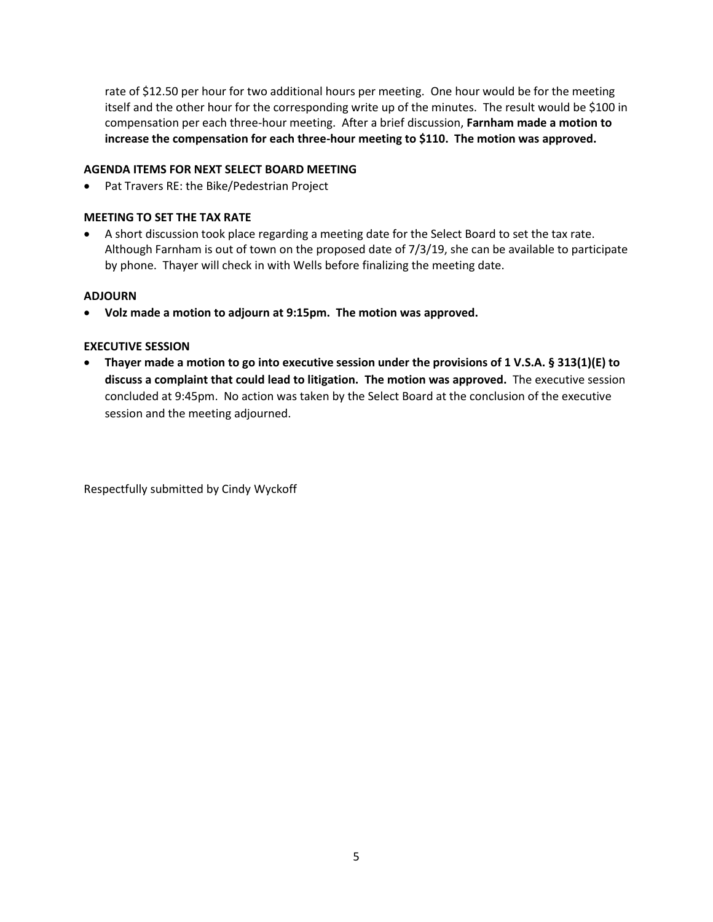rate of $12.50 per hour for two additional hours per meeting. One hour would be for the meeting itself and the other hour for the corresponding write up of the minutes. The result would be $100 in compensation per each three-hour meeting. After a brief discussion, **Farnham made a motion to increase the compensation for each three-hour meeting to $110. The motion was approved.**

**AGENDA ITEMS FOR NEXT SELECT BOARD MEETING**

- Pat Travers RE: the Bike/Pedestrian Project

**MEETING TO SET THE TAX RATE**

- A short discussion took place regarding a meeting date for the Select Board to set the tax rate. Although Farnham is out of town on the proposed date of 7/3/19, she can be available to participate by phone. Thayer will check in with Wells before finalizing the meeting date.

**ADJOURN**

- **Volz made a motion to adjourn at 9:15pm. The motion was approved.**

**EXECUTIVE SESSION**

- **Thayer made a motion to go into executive session under the provisions of 1 V.S.A. § 313(1)(E) to discuss a complaint that could lead to litigation. The motion was approved.** The executive session concluded at 9:45pm. No action was taken by the Select Board at the conclusion of the executive session and the meeting adjourned.

Respectfully submitted by Cindy Wyckoff